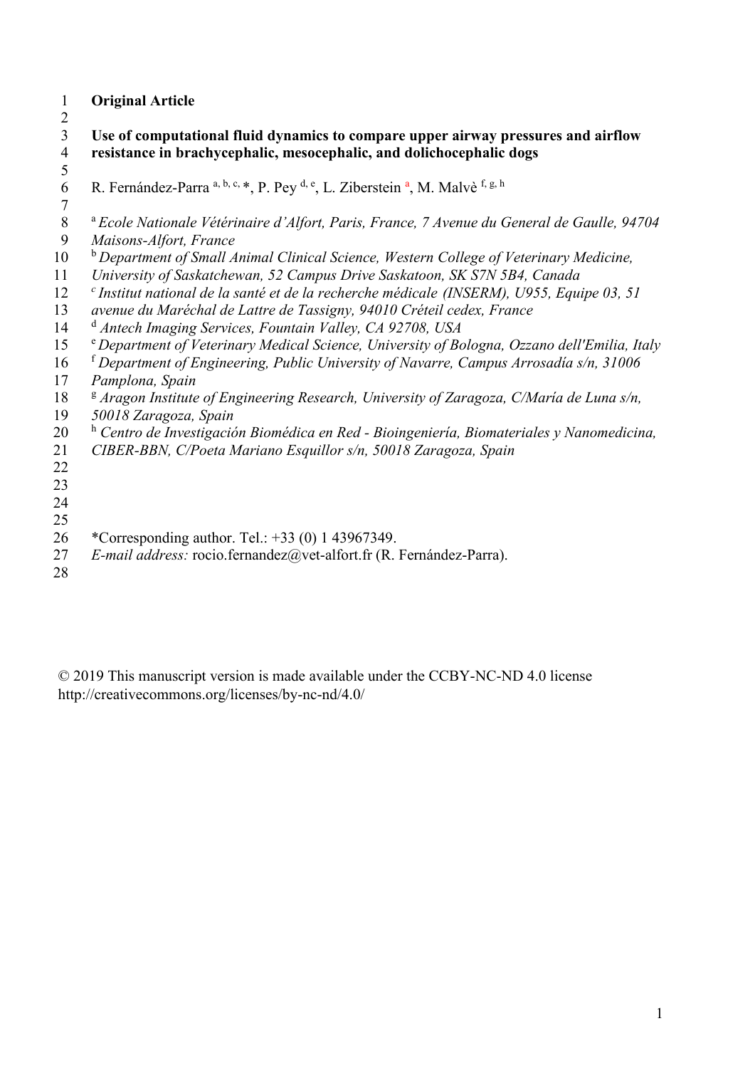**Original Article**

# Use of computational fluid dynamics to compare upper airway pressures and airflow resistance in brachycephalic, mesocephalic, and dolichocephalic dogs

R. Fernández-Parra [a, b, c, *], P. Pey [d, e], L. Ziberstein [a], M. Malvè [f, g, h]

[a] *Ecole Nationale Vétérinaire d'Alfort, Paris, France, 7 Avenue du General de Gaulle, 94704 Maisons-Alfort, France*
[b] *Department of Small Animal Clinical Science, Western College of Veterinary Medicine, University of Saskatchewan, 52 Campus Drive Saskatoon, SK S7N 5B4, Canada*
[c] *Institut national de la santé et de la recherche médicale (INSERM), U955, Equipe 03, 51 avenue du Maréchal de Lattre de Tassigny, 94010 Créteil cedex, France*
[d] *Antech Imaging Services, Fountain Valley, CA 92708, USA*
[e] *Department of Veterinary Medical Science, University of Bologna, Ozzano dell'Emilia, Italy*
[f] *Department of Engineering, Public University of Navarre, Campus Arrosadía s/n, 31006 Pamplona, Spain*
[g] *Aragon Institute of Engineering Research, University of Zaragoza, C/María de Luna s/n, 50018 Zaragoza, Spain*
[h] *Centro de Investigación Biomédica en Red - Bioingeniería, Biomateriales y Nanomedicina, CIBER-BBN, C/Poeta Mariano Esquillor s/n, 50018 Zaragoza, Spain*

*Corresponding author. Tel.: +33 (0) 1 43967349.
*E-mail address:* rocio.fernandez@vet-alfort.fr (R. Fernández-Parra).

© 2019 This manuscript version is made available under the CCBY-NC-ND 4.0 license http://creativecommons.org/licenses/by-nc-nd/4.0/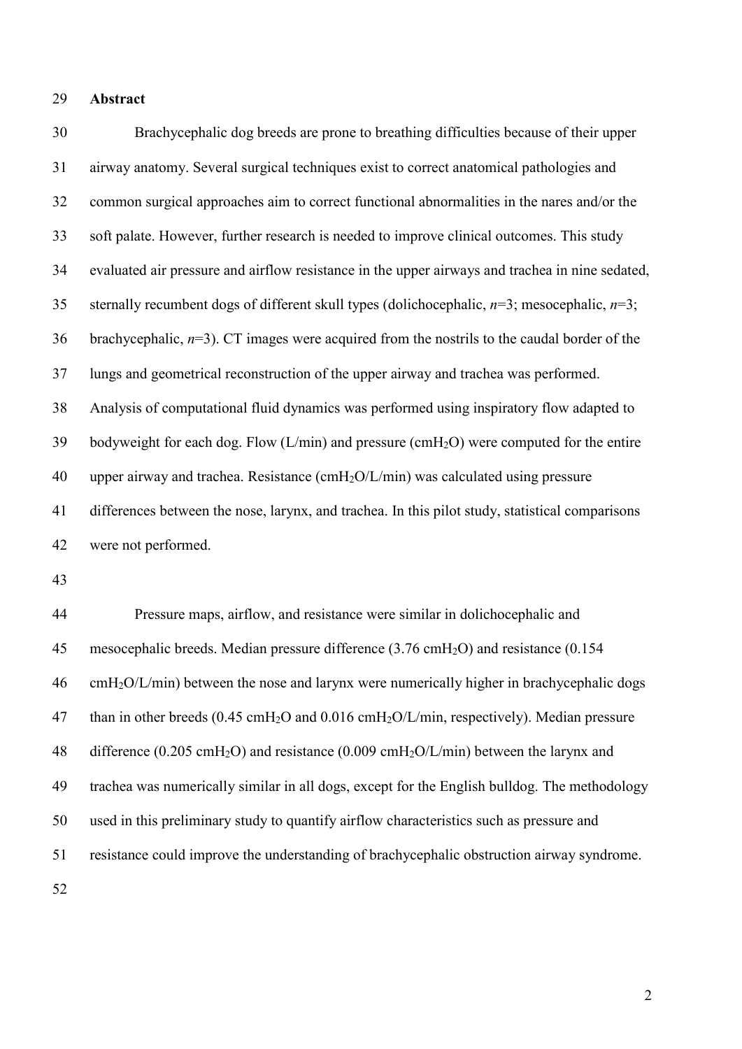**Abstract**

Brachycephalic dog breeds are prone to breathing difficulties because of their upper airway anatomy. Several surgical techniques exist to correct anatomical pathologies and common surgical approaches aim to correct functional abnormalities in the nares and/or the soft palate. However, further research is needed to improve clinical outcomes. This study evaluated air pressure and airflow resistance in the upper airways and trachea in nine sedated, sternally recumbent dogs of different skull types (dolichocephalic, $n$=3; mesocephalic, $n$=3; brachycephalic, $n$=3). CT images were acquired from the nostrils to the caudal border of the lungs and geometrical reconstruction of the upper airway and trachea was performed. Analysis of computational fluid dynamics was performed using inspiratory flow adapted to bodyweight for each dog. Flow (L/min) and pressure ($cmH_2O$) were computed for the entire upper airway and trachea. Resistance ($cmH_2O$/L/min) was calculated using pressure differences between the nose, larynx, and trachea. In this pilot study, statistical comparisons were not performed.

Pressure maps, airflow, and resistance were similar in dolichocephalic and mesocephalic breeds. Median pressure difference (3.76 $cmH_2O$) and resistance (0.154 $cmH_2O$/L/min) between the nose and larynx were numerically higher in brachycephalic dogs than in other breeds (0.45 $cmH_2O$ and 0.016 $cmH_2O$/L/min, respectively). Median pressure difference (0.205 $cmH_2O$) and resistance (0.009 $cmH_2O$/L/min) between the larynx and trachea was numerically similar in all dogs, except for the English bulldog. The methodology used in this preliminary study to quantify airflow characteristics such as pressure and resistance could improve the understanding of brachycephalic obstruction airway syndrome.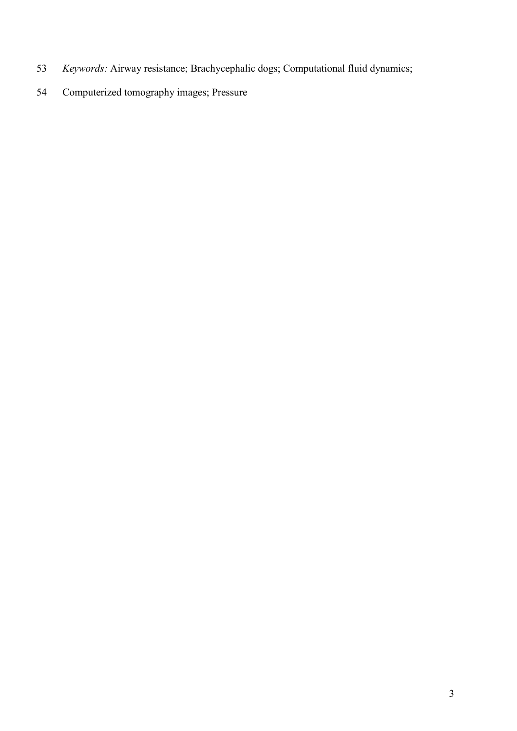*Keywords:* Airway resistance; Brachycephalic dogs; Computational fluid dynamics; Computerized tomography images; Pressure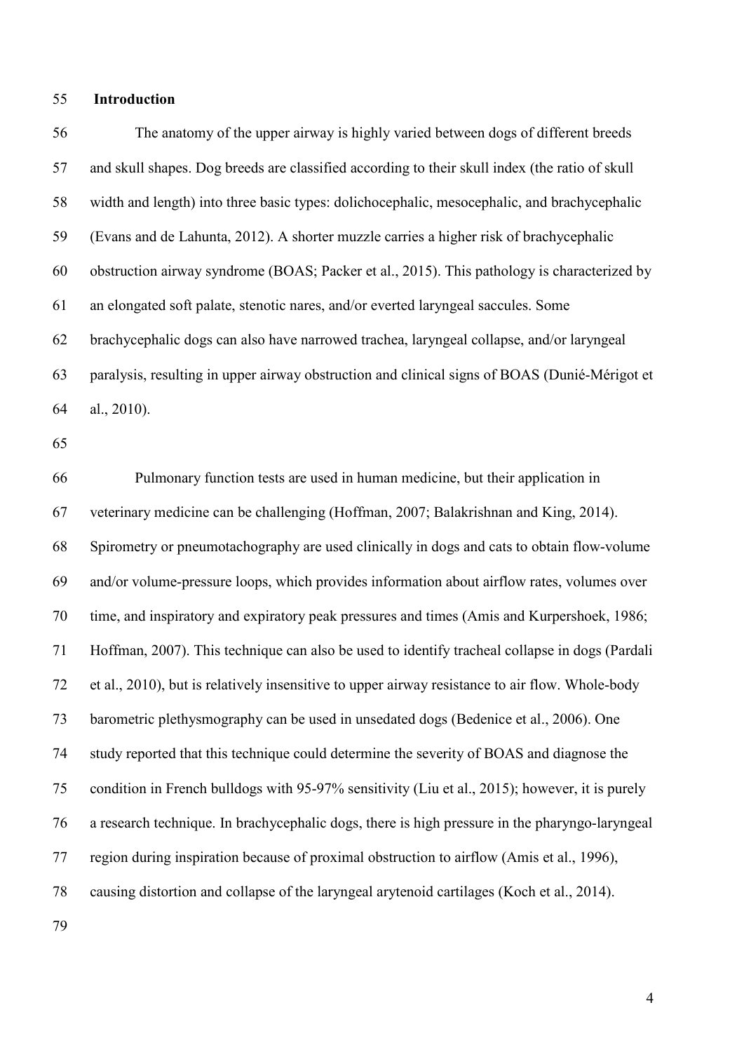## Introduction

The anatomy of the upper airway is highly varied between dogs of different breeds and skull shapes. Dog breeds are classified according to their skull index (the ratio of skull width and length) into three basic types: dolichocephalic, mesocephalic, and brachycephalic (Evans and de Lahunta, 2012). A shorter muzzle carries a higher risk of brachycephalic obstruction airway syndrome (BOAS; Packer et al., 2015). This pathology is characterized by an elongated soft palate, stenotic nares, and/or everted laryngeal saccules. Some brachycephalic dogs can also have narrowed trachea, laryngeal collapse, and/or laryngeal paralysis, resulting in upper airway obstruction and clinical signs of BOAS (Dunié-Mérigot et al., 2010).

Pulmonary function tests are used in human medicine, but their application in veterinary medicine can be challenging (Hoffman, 2007; Balakrishnan and King, 2014). Spirometry or pneumotachography are used clinically in dogs and cats to obtain flow-volume and/or volume-pressure loops, which provides information about airflow rates, volumes over time, and inspiratory and expiratory peak pressures and times (Amis and Kurpershoek, 1986; Hoffman, 2007). This technique can also be used to identify tracheal collapse in dogs (Pardali et al., 2010), but is relatively insensitive to upper airway resistance to air flow. Whole-body barometric plethysmography can be used in unsedated dogs (Bedenice et al., 2006). One study reported that this technique could determine the severity of BOAS and diagnose the condition in French bulldogs with 95-97% sensitivity (Liu et al., 2015); however, it is purely a research technique. In brachycephalic dogs, there is high pressure in the pharyngo-laryngeal region during inspiration because of proximal obstruction to airflow (Amis et al., 1996), causing distortion and collapse of the laryngeal arytenoid cartilages (Koch et al., 2014).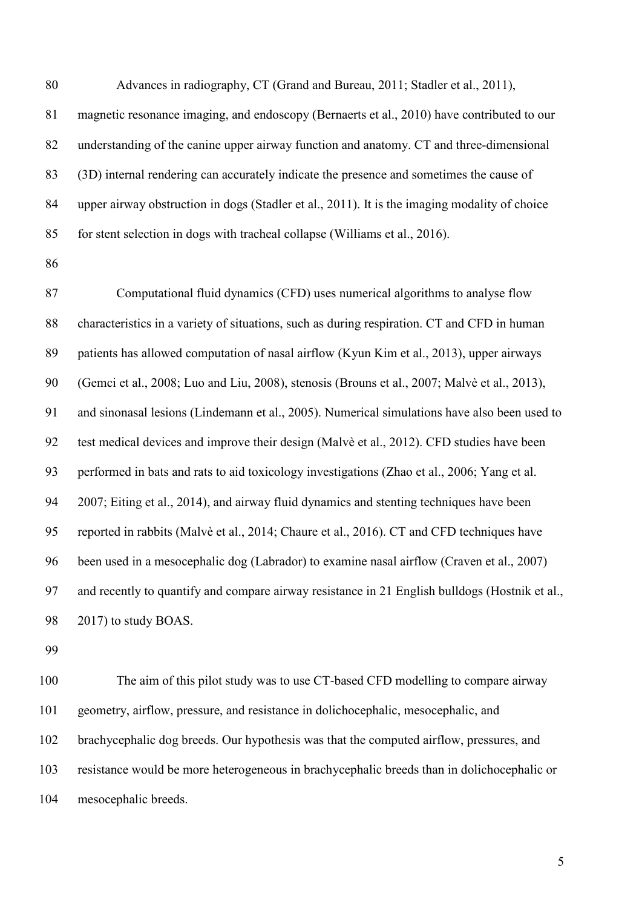Advances in radiography, CT (Grand and Bureau, 2011; Stadler et al., 2011), magnetic resonance imaging, and endoscopy (Bernaerts et al., 2010) have contributed to our understanding of the canine upper airway function and anatomy. CT and three-dimensional (3D) internal rendering can accurately indicate the presence and sometimes the cause of upper airway obstruction in dogs (Stadler et al., 2011). It is the imaging modality of choice for stent selection in dogs with tracheal collapse (Williams et al., 2016).

Computational fluid dynamics (CFD) uses numerical algorithms to analyse flow characteristics in a variety of situations, such as during respiration. CT and CFD in human patients has allowed computation of nasal airflow (Kyun Kim et al., 2013), upper airways (Gemci et al., 2008; Luo and Liu, 2008), stenosis (Brouns et al., 2007; Malvè et al., 2013), and sinonasal lesions (Lindemann et al., 2005). Numerical simulations have also been used to test medical devices and improve their design (Malvè et al., 2012). CFD studies have been performed in bats and rats to aid toxicology investigations (Zhao et al., 2006; Yang et al. 2007; Eiting et al., 2014), and airway fluid dynamics and stenting techniques have been reported in rabbits (Malvè et al., 2014; Chaure et al., 2016). CT and CFD techniques have been used in a mesocephalic dog (Labrador) to examine nasal airflow (Craven et al., 2007) and recently to quantify and compare airway resistance in 21 English bulldogs (Hostnik et al., 2017) to study BOAS.

The aim of this pilot study was to use CT-based CFD modelling to compare airway geometry, airflow, pressure, and resistance in dolichocephalic, mesocephalic, and brachycephalic dog breeds. Our hypothesis was that the computed airflow, pressures, and resistance would be more heterogeneous in brachycephalic breeds than in dolichocephalic or mesocephalic breeds.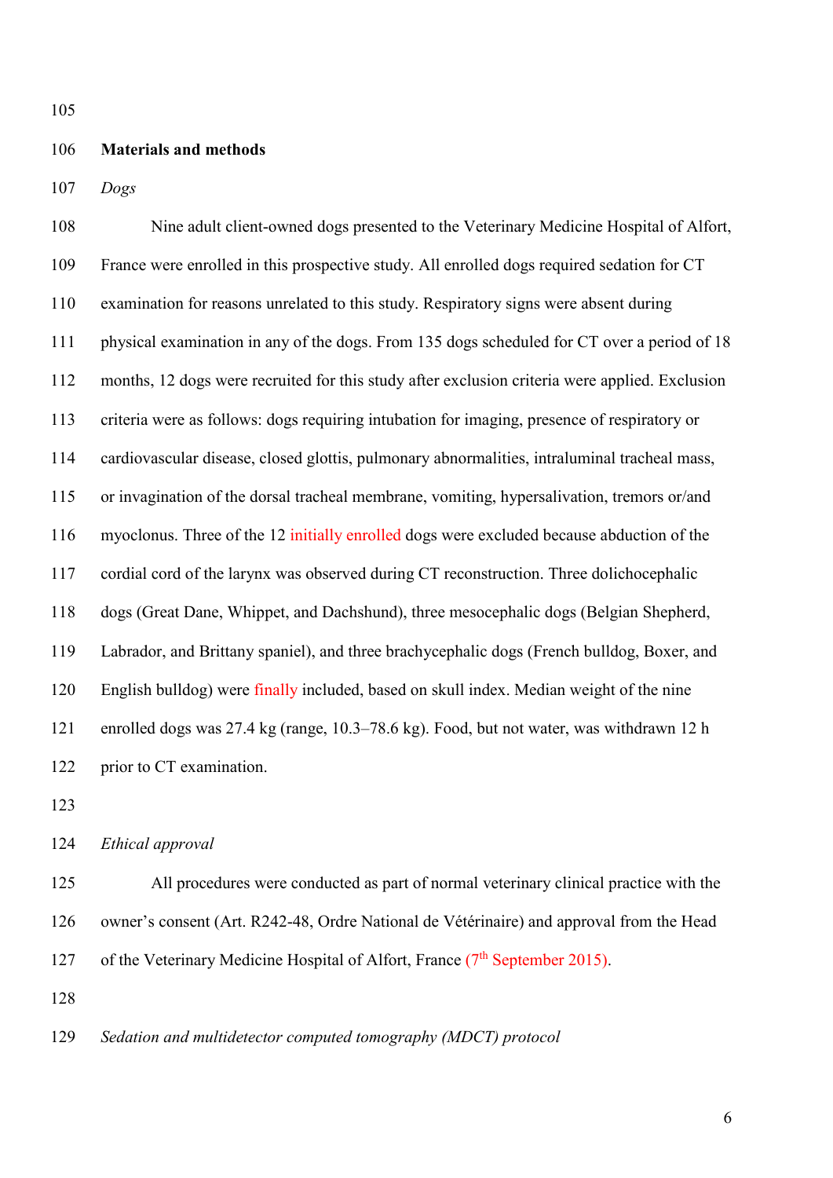## Materials and methods

*Dogs*

Nine adult client-owned dogs presented to the Veterinary Medicine Hospital of Alfort, France were enrolled in this prospective study. All enrolled dogs required sedation for CT examination for reasons unrelated to this study. Respiratory signs were absent during physical examination in any of the dogs. From 135 dogs scheduled for CT over a period of 18 months, 12 dogs were recruited for this study after exclusion criteria were applied. Exclusion criteria were as follows: dogs requiring intubation for imaging, presence of respiratory or cardiovascular disease, closed glottis, pulmonary abnormalities, intraluminal tracheal mass, or invagination of the dorsal tracheal membrane, vomiting, hypersalivation, tremors or/and myoclonus. Three of the 12 initially enrolled dogs were excluded because abduction of the cordial cord of the larynx was observed during CT reconstruction. Three dolichocephalic dogs (Great Dane, Whippet, and Dachshund), three mesocephalic dogs (Belgian Shepherd, Labrador, and Brittany spaniel), and three brachycephalic dogs (French bulldog, Boxer, and English bulldog) were finally included, based on skull index. Median weight of the nine enrolled dogs was 27.4 kg (range, 10.3–78.6 kg). Food, but not water, was withdrawn 12 h prior to CT examination.

*Ethical approval*

All procedures were conducted as part of normal veterinary clinical practice with the owner's consent (Art. R242-48, Ordre National de Vétérinaire) and approval from the Head of the Veterinary Medicine Hospital of Alfort, France (7th September 2015).

*Sedation and multidetector computed tomography (MDCT) protocol*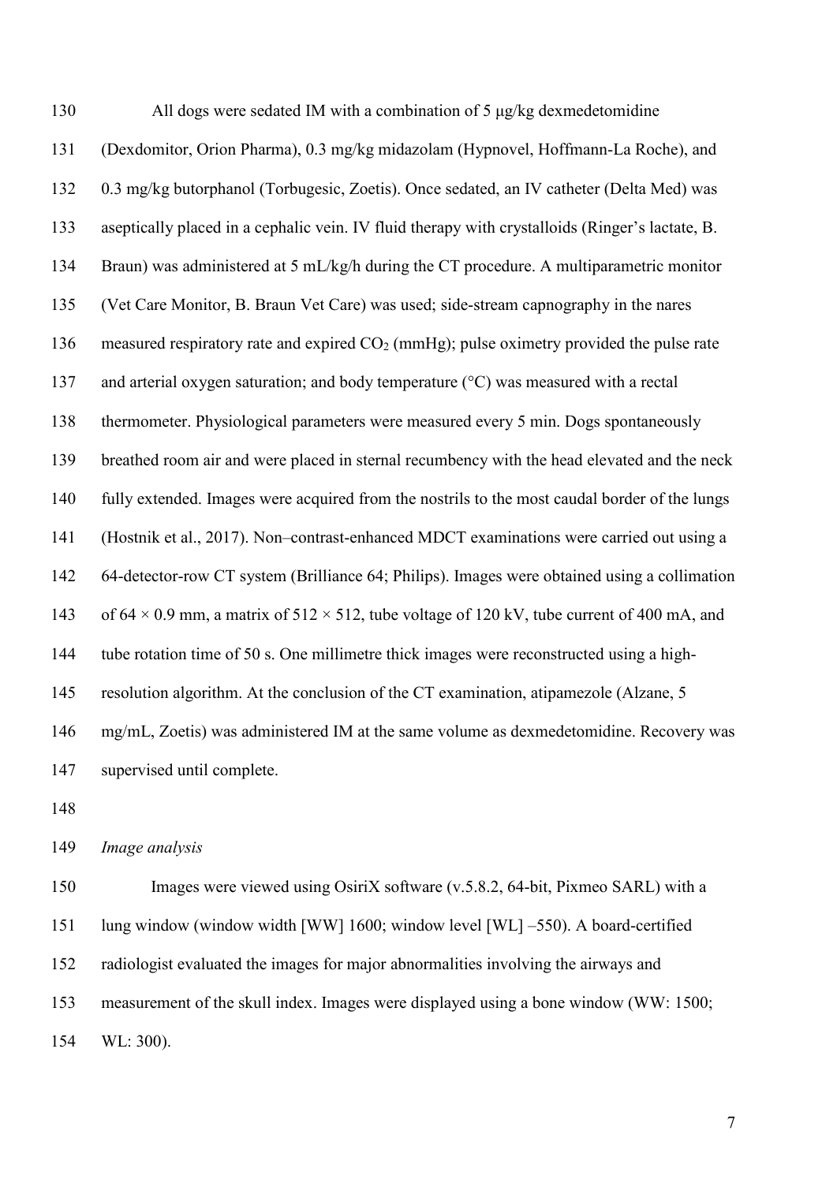All dogs were sedated IM with a combination of 5 μg/kg dexmedetomidine (Dexdomitor, Orion Pharma), 0.3 mg/kg midazolam (Hypnovel, Hoffmann-La Roche), and 0.3 mg/kg butorphanol (Torbugesic, Zoetis). Once sedated, an IV catheter (Delta Med) was aseptically placed in a cephalic vein. IV fluid therapy with crystalloids (Ringer's lactate, B. Braun) was administered at 5 mL/kg/h during the CT procedure. A multiparametric monitor (Vet Care Monitor, B. Braun Vet Care) was used; side-stream capnography in the nares measured respiratory rate and expired $CO_2$ (mmHg); pulse oximetry provided the pulse rate and arterial oxygen saturation; and body temperature (°C) was measured with a rectal thermometer. Physiological parameters were measured every 5 min. Dogs spontaneously breathed room air and were placed in sternal recumbency with the head elevated and the neck fully extended. Images were acquired from the nostrils to the most caudal border of the lungs (Hostnik et al., 2017). Non–contrast-enhanced MDCT examinations were carried out using a 64-detector-row CT system (Brilliance 64; Philips). Images were obtained using a collimation of 64 × 0.9 mm, a matrix of 512 × 512, tube voltage of 120 kV, tube current of 400 mA, and tube rotation time of 50 s. One millimetre thick images were reconstructed using a high-resolution algorithm. At the conclusion of the CT examination, atipamezole (Alzane, 5 mg/mL, Zoetis) was administered IM at the same volume as dexmedetomidine. Recovery was supervised until complete.

*Image analysis*

Images were viewed using OsiriX software (v.5.8.2, 64-bit, Pixmeo SARL) with a lung window (window width [WW] 1600; window level [WL] –550). A board-certified radiologist evaluated the images for major abnormalities involving the airways and measurement of the skull index. Images were displayed using a bone window (WW: 1500; WL: 300).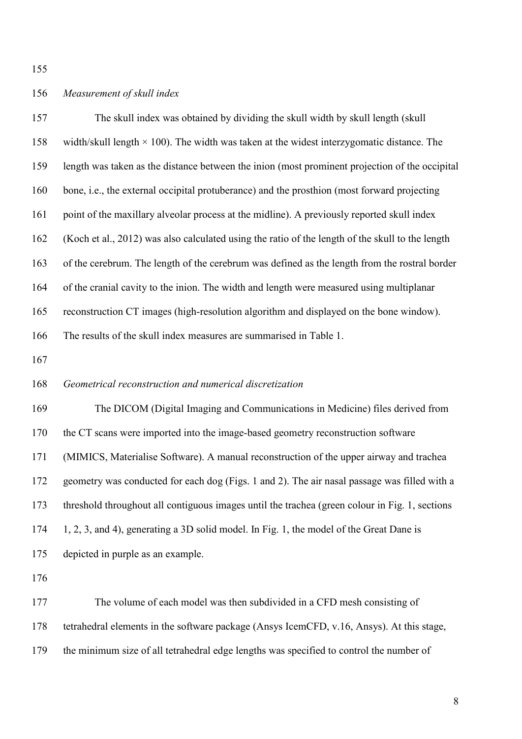*Measurement of skull index*

The skull index was obtained by dividing the skull width by skull length (skull width/skull length × 100). The width was taken at the widest interzygomatic distance. The length was taken as the distance between the inion (most prominent projection of the occipital bone, i.e., the external occipital protuberance) and the prosthion (most forward projecting point of the maxillary alveolar process at the midline). A previously reported skull index (Koch et al., 2012) was also calculated using the ratio of the length of the skull to the length of the cerebrum. The length of the cerebrum was defined as the length from the rostral border of the cranial cavity to the inion. The width and length were measured using multiplanar reconstruction CT images (high-resolution algorithm and displayed on the bone window). The results of the skull index measures are summarised in Table 1.

*Geometrical reconstruction and numerical discretization*

The DICOM (Digital Imaging and Communications in Medicine) files derived from the CT scans were imported into the image-based geometry reconstruction software (MIMICS, Materialise Software). A manual reconstruction of the upper airway and trachea geometry was conducted for each dog (Figs. 1 and 2). The air nasal passage was filled with a threshold throughout all contiguous images until the trachea (green colour in Fig. 1, sections 1, 2, 3, and 4), generating a 3D solid model. In Fig. 1, the model of the Great Dane is depicted in purple as an example.

The volume of each model was then subdivided in a CFD mesh consisting of tetrahedral elements in the software package (Ansys IcemCFD, v.16, Ansys). At this stage, the minimum size of all tetrahedral edge lengths was specified to control the number of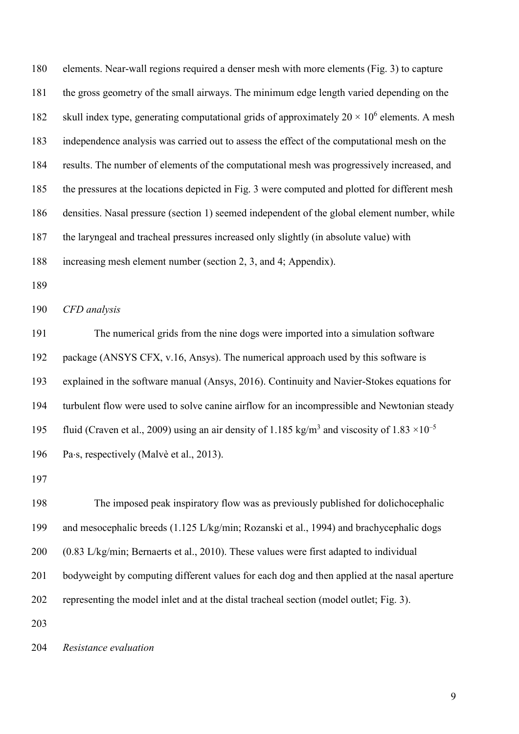elements. Near-wall regions required a denser mesh with more elements (Fig. 3) to capture the gross geometry of the small airways. The minimum edge length varied depending on the skull index type, generating computational grids of approximately $20 \times 10^6$ elements. A mesh independence analysis was carried out to assess the effect of the computational mesh on the results. The number of elements of the computational mesh was progressively increased, and the pressures at the locations depicted in Fig. 3 were computed and plotted for different mesh densities. Nasal pressure (section 1) seemed independent of the global element number, while the laryngeal and tracheal pressures increased only slightly (in absolute value) with increasing mesh element number (section 2, 3, and 4; Appendix).

*CFD analysis*

The numerical grids from the nine dogs were imported into a simulation software package (ANSYS CFX, v.16, Ansys). The numerical approach used by this software is explained in the software manual (Ansys, 2016). Continuity and Navier-Stokes equations for turbulent flow were used to solve canine airflow for an incompressible and Newtonian steady fluid (Craven et al., 2009) using an air density of 1.185 kg/m$^3$ and viscosity of $1.83 \times 10^{-5}$ Pa·s, respectively (Malvè et al., 2013).

The imposed peak inspiratory flow was as previously published for dolichocephalic and mesocephalic breeds (1.125 L/kg/min; Rozanski et al., 1994) and brachycephalic dogs (0.83 L/kg/min; Bernaerts et al., 2010). These values were first adapted to individual bodyweight by computing different values for each dog and then applied at the nasal aperture representing the model inlet and at the distal tracheal section (model outlet; Fig. 3).

*Resistance evaluation*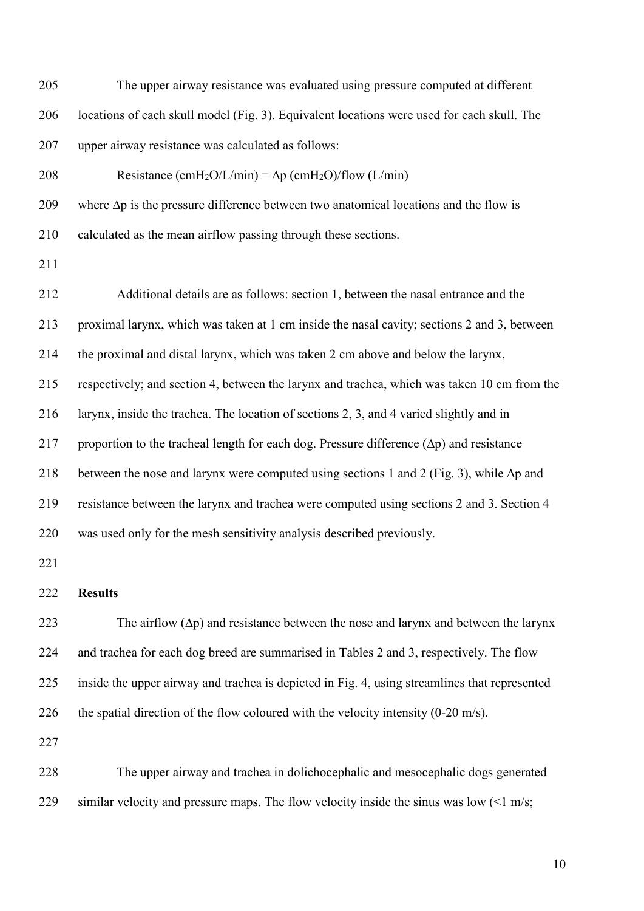The upper airway resistance was evaluated using pressure computed at different locations of each skull model (Fig. 3). Equivalent locations were used for each skull. The upper airway resistance was calculated as follows:

$$\text{Resistance } (\text{cmH}_2\text{O/L/min}) = \Delta p \ (\text{cmH}_2\text{O})/\text{flow (L/min)}$$

where $\Delta p$ is the pressure difference between two anatomical locations and the flow is calculated as the mean airflow passing through these sections.

Additional details are as follows: section 1, between the nasal entrance and the proximal larynx, which was taken at 1 cm inside the nasal cavity; sections 2 and 3, between the proximal and distal larynx, which was taken 2 cm above and below the larynx, respectively; and section 4, between the larynx and trachea, which was taken 10 cm from the larynx, inside the trachea. The location of sections 2, 3, and 4 varied slightly and in proportion to the tracheal length for each dog. Pressure difference ($\Delta p$) and resistance between the nose and larynx were computed using sections 1 and 2 (Fig. 3), while $\Delta p$ and resistance between the larynx and trachea were computed using sections 2 and 3. Section 4 was used only for the mesh sensitivity analysis described previously.

## Results

The airflow ($\Delta p$) and resistance between the nose and larynx and between the larynx and trachea for each dog breed are summarised in Tables 2 and 3, respectively. The flow inside the upper airway and trachea is depicted in Fig. 4, using streamlines that represented the spatial direction of the flow coloured with the velocity intensity (0-20 m/s).

The upper airway and trachea in dolichocephalic and mesocephalic dogs generated similar velocity and pressure maps. The flow velocity inside the sinus was low (<1 m/s;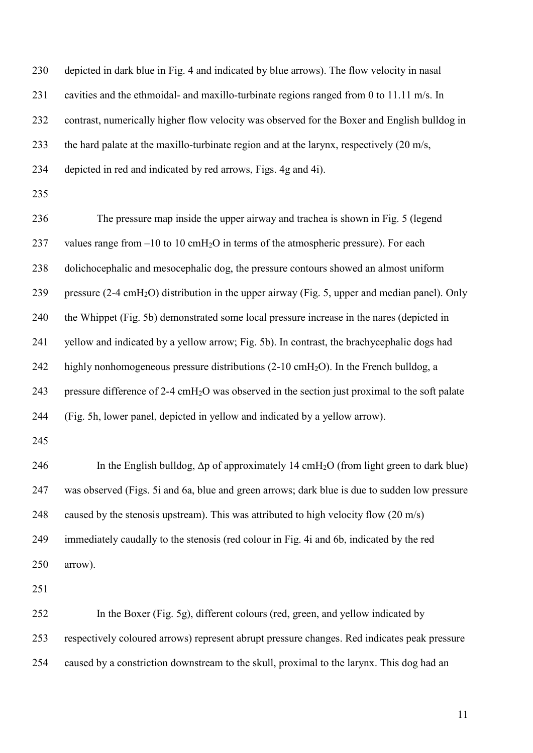depicted in dark blue in Fig. 4 and indicated by blue arrows). The flow velocity in nasal cavities and the ethmoidal- and maxillo-turbinate regions ranged from 0 to 11.11 m/s. In contrast, numerically higher flow velocity was observed for the Boxer and English bulldog in the hard palate at the maxillo-turbinate region and at the larynx, respectively (20 m/s, depicted in red and indicated by red arrows, Figs. 4g and 4i).

The pressure map inside the upper airway and trachea is shown in Fig. 5 (legend values range from –10 to 10 $cmH_2O$ in terms of the atmospheric pressure). For each dolichocephalic and mesocephalic dog, the pressure contours showed an almost uniform pressure (2-4 $cmH_2O$) distribution in the upper airway (Fig. 5, upper and median panel). Only the Whippet (Fig. 5b) demonstrated some local pressure increase in the nares (depicted in yellow and indicated by a yellow arrow; Fig. 5b). In contrast, the brachycephalic dogs had highly nonhomogeneous pressure distributions (2-10 $cmH_2O$). In the French bulldog, a pressure difference of 2-4 $cmH_2O$ was observed in the section just proximal to the soft palate (Fig. 5h, lower panel, depicted in yellow and indicated by a yellow arrow).

In the English bulldog, $\Delta p$ of approximately 14 $cmH_2O$ (from light green to dark blue) was observed (Figs. 5i and 6a, blue and green arrows; dark blue is due to sudden low pressure caused by the stenosis upstream). This was attributed to high velocity flow (20 m/s) immediately caudally to the stenosis (red colour in Fig. 4i and 6b, indicated by the red arrow).

In the Boxer (Fig. 5g), different colours (red, green, and yellow indicated by respectively coloured arrows) represent abrupt pressure changes. Red indicates peak pressure caused by a constriction downstream to the skull, proximal to the larynx. This dog had an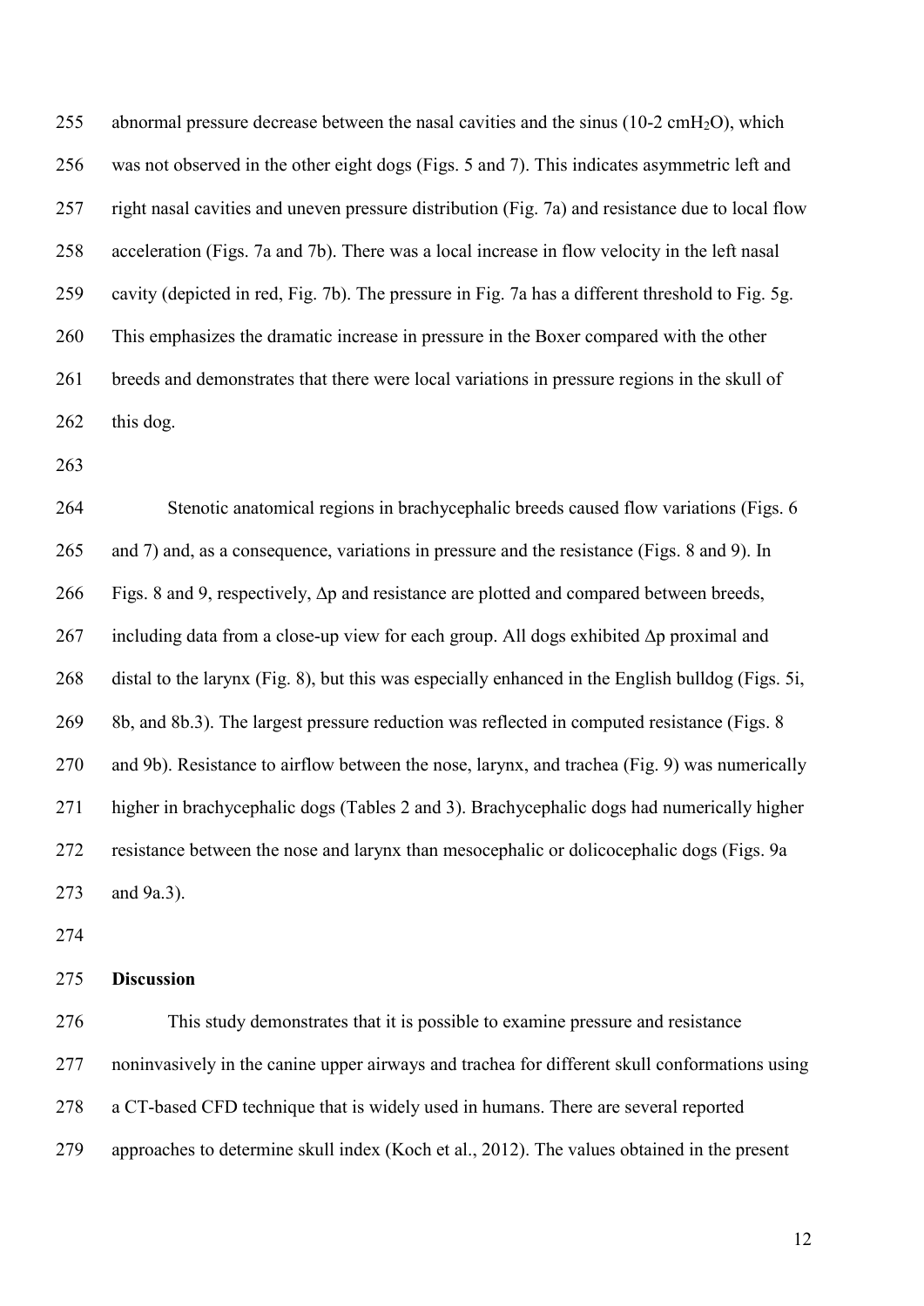abnormal pressure decrease between the nasal cavities and the sinus (10-2 $cmH_2O$), which was not observed in the other eight dogs (Figs. 5 and 7). This indicates asymmetric left and right nasal cavities and uneven pressure distribution (Fig. 7a) and resistance due to local flow acceleration (Figs. 7a and 7b). There was a local increase in flow velocity in the left nasal cavity (depicted in red, Fig. 7b). The pressure in Fig. 7a has a different threshold to Fig. 5g. This emphasizes the dramatic increase in pressure in the Boxer compared with the other breeds and demonstrates that there were local variations in pressure regions in the skull of this dog.

Stenotic anatomical regions in brachycephalic breeds caused flow variations (Figs. 6 and 7) and, as a consequence, variations in pressure and the resistance (Figs. 8 and 9). In Figs. 8 and 9, respectively, $\Delta p$ and resistance are plotted and compared between breeds, including data from a close-up view for each group. All dogs exhibited $\Delta p$ proximal and distal to the larynx (Fig. 8), but this was especially enhanced in the English bulldog (Figs. 5i, 8b, and 8b.3). The largest pressure reduction was reflected in computed resistance (Figs. 8 and 9b). Resistance to airflow between the nose, larynx, and trachea (Fig. 9) was numerically higher in brachycephalic dogs (Tables 2 and 3). Brachycephalic dogs had numerically higher resistance between the nose and larynx than mesocephalic or dolicocephalic dogs (Figs. 9a and 9a.3).

## Discussion

This study demonstrates that it is possible to examine pressure and resistance noninvasively in the canine upper airways and trachea for different skull conformations using a CT-based CFD technique that is widely used in humans. There are several reported approaches to determine skull index (Koch et al., 2012). The values obtained in the present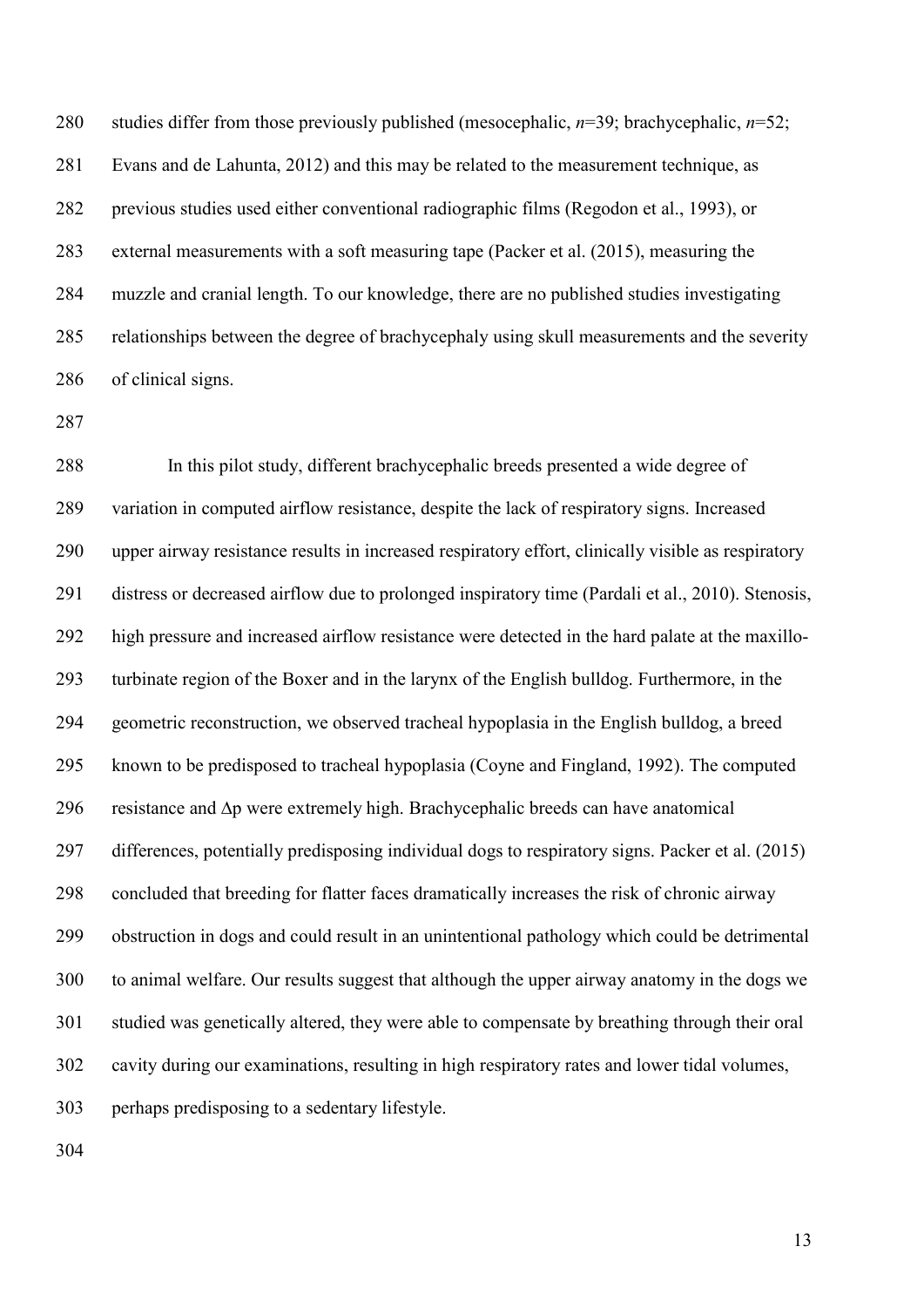studies differ from those previously published (mesocephalic, *n*=39; brachycephalic, *n*=52; Evans and de Lahunta, 2012) and this may be related to the measurement technique, as previous studies used either conventional radiographic films (Regodon et al., 1993), or external measurements with a soft measuring tape (Packer et al. (2015), measuring the muzzle and cranial length. To our knowledge, there are no published studies investigating relationships between the degree of brachycephaly using skull measurements and the severity of clinical signs.

In this pilot study, different brachycephalic breeds presented a wide degree of variation in computed airflow resistance, despite the lack of respiratory signs. Increased upper airway resistance results in increased respiratory effort, clinically visible as respiratory distress or decreased airflow due to prolonged inspiratory time (Pardali et al., 2010). Stenosis, high pressure and increased airflow resistance were detected in the hard palate at the maxillo-turbinate region of the Boxer and in the larynx of the English bulldog. Furthermore, in the geometric reconstruction, we observed tracheal hypoplasia in the English bulldog, a breed known to be predisposed to tracheal hypoplasia (Coyne and Fingland, 1992). The computed resistance and $\Delta p$ were extremely high. Brachycephalic breeds can have anatomical differences, potentially predisposing individual dogs to respiratory signs. Packer et al. (2015) concluded that breeding for flatter faces dramatically increases the risk of chronic airway obstruction in dogs and could result in an unintentional pathology which could be detrimental to animal welfare. Our results suggest that although the upper airway anatomy in the dogs we studied was genetically altered, they were able to compensate by breathing through their oral cavity during our examinations, resulting in high respiratory rates and lower tidal volumes, perhaps predisposing to a sedentary lifestyle.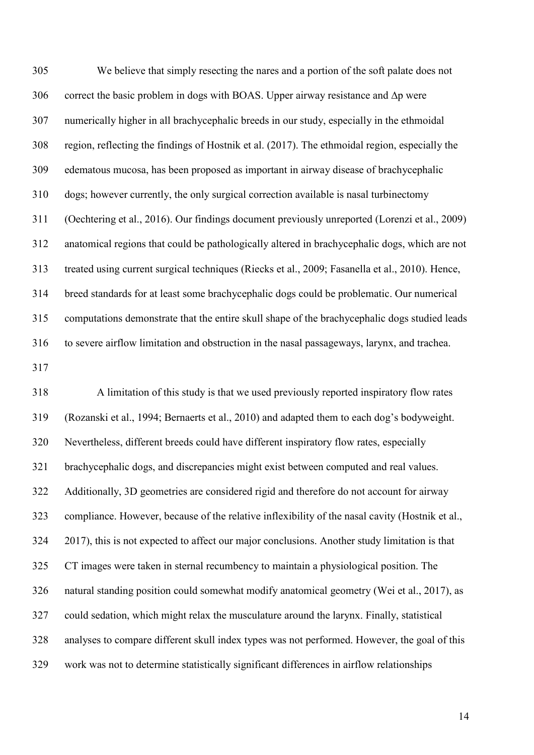We believe that simply resecting the nares and a portion of the soft palate does not correct the basic problem in dogs with BOAS. Upper airway resistance and $\Delta p$ were numerically higher in all brachycephalic breeds in our study, especially in the ethmoidal region, reflecting the findings of Hostnik et al. (2017). The ethmoidal region, especially the edematous mucosa, has been proposed as important in airway disease of brachycephalic dogs; however currently, the only surgical correction available is nasal turbinectomy (Oechtering et al., 2016). Our findings document previously unreported (Lorenzi et al., 2009) anatomical regions that could be pathologically altered in brachycephalic dogs, which are not treated using current surgical techniques (Riecks et al., 2009; Fasanella et al., 2010). Hence, breed standards for at least some brachycephalic dogs could be problematic. Our numerical computations demonstrate that the entire skull shape of the brachycephalic dogs studied leads to severe airflow limitation and obstruction in the nasal passageways, larynx, and trachea.

A limitation of this study is that we used previously reported inspiratory flow rates (Rozanski et al., 1994; Bernaerts et al., 2010) and adapted them to each dog's bodyweight. Nevertheless, different breeds could have different inspiratory flow rates, especially brachycephalic dogs, and discrepancies might exist between computed and real values. Additionally, 3D geometries are considered rigid and therefore do not account for airway compliance. However, because of the relative inflexibility of the nasal cavity (Hostnik et al., 2017), this is not expected to affect our major conclusions. Another study limitation is that CT images were taken in sternal recumbency to maintain a physiological position. The natural standing position could somewhat modify anatomical geometry (Wei et al., 2017), as could sedation, which might relax the musculature around the larynx. Finally, statistical analyses to compare different skull index types was not performed. However, the goal of this work was not to determine statistically significant differences in airflow relationships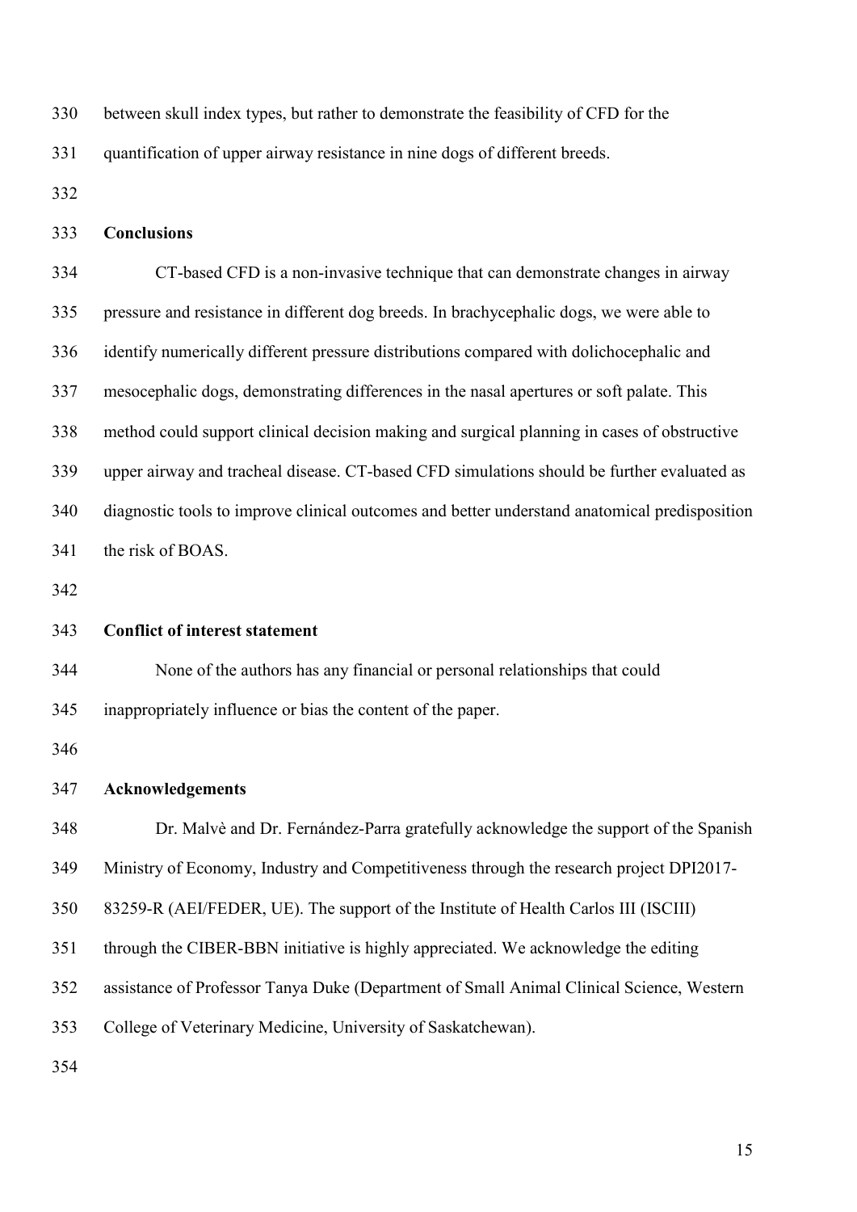between skull index types, but rather to demonstrate the feasibility of CFD for the quantification of upper airway resistance in nine dogs of different breeds.

## Conclusions

CT-based CFD is a non-invasive technique that can demonstrate changes in airway pressure and resistance in different dog breeds. In brachycephalic dogs, we were able to identify numerically different pressure distributions compared with dolichocephalic and mesocephalic dogs, demonstrating differences in the nasal apertures or soft palate. This method could support clinical decision making and surgical planning in cases of obstructive upper airway and tracheal disease. CT-based CFD simulations should be further evaluated as diagnostic tools to improve clinical outcomes and better understand anatomical predisposition the risk of BOAS.

## Conflict of interest statement

None of the authors has any financial or personal relationships that could inappropriately influence or bias the content of the paper.

## Acknowledgements

Dr. Malvè and Dr. Fernández-Parra gratefully acknowledge the support of the Spanish Ministry of Economy, Industry and Competitiveness through the research project DPI2017-83259-R (AEI/FEDER, UE). The support of the Institute of Health Carlos III (ISCIII) through the CIBER-BBN initiative is highly appreciated. We acknowledge the editing assistance of Professor Tanya Duke (Department of Small Animal Clinical Science, Western College of Veterinary Medicine, University of Saskatchewan).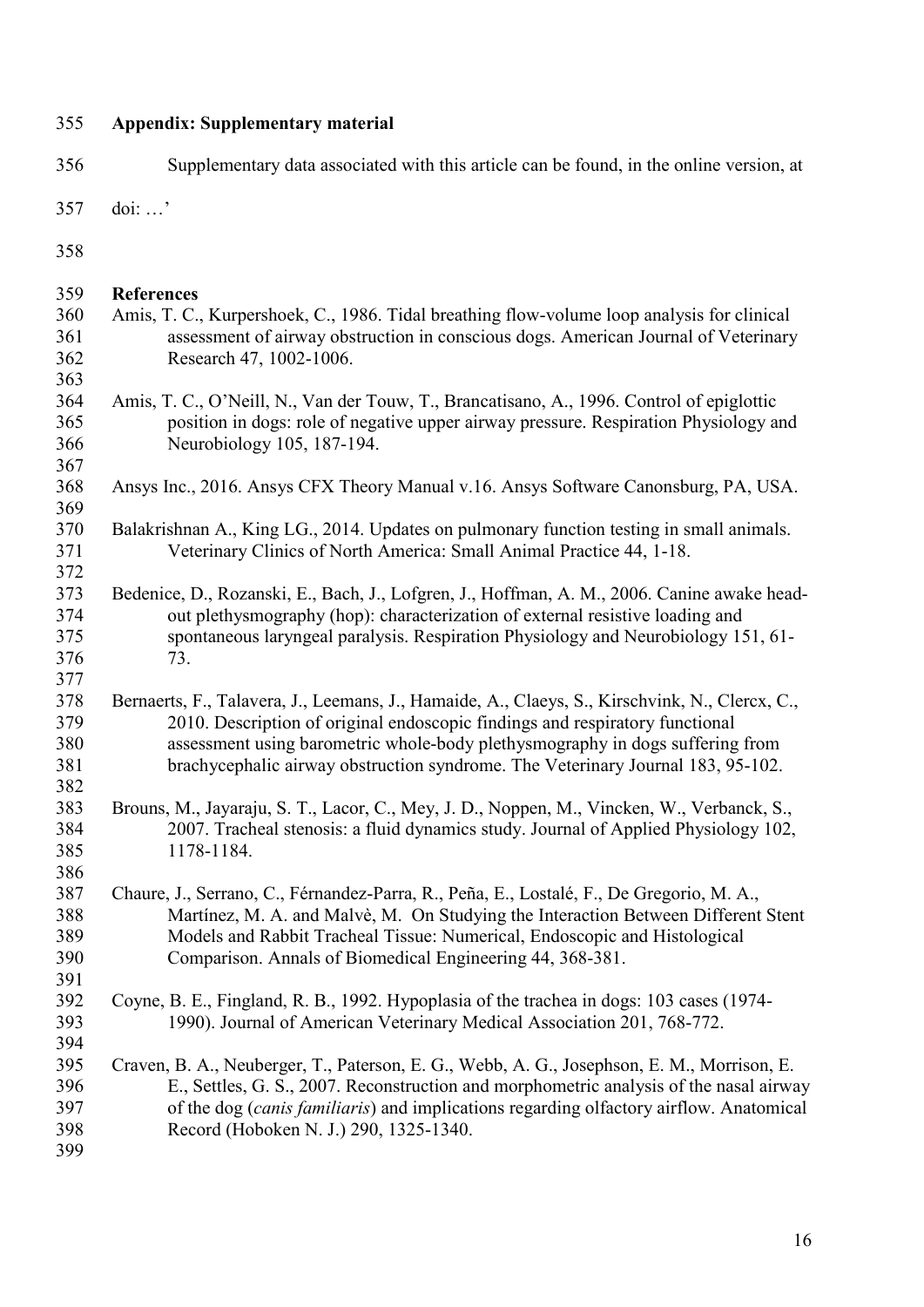## Appendix: Supplementary material

Supplementary data associated with this article can be found, in the online version, at doi: …'

## References

Amis, T. C., Kurpershoek, C., 1986. Tidal breathing flow-volume loop analysis for clinical assessment of airway obstruction in conscious dogs. American Journal of Veterinary Research 47, 1002-1006.

Amis, T. C., O'Neill, N., Van der Touw, T., Brancatisano, A., 1996. Control of epiglottic position in dogs: role of negative upper airway pressure. Respiration Physiology and Neurobiology 105, 187-194.

Ansys Inc., 2016. Ansys CFX Theory Manual v.16. Ansys Software Canonsburg, PA, USA.

Balakrishnan A., King LG., 2014. Updates on pulmonary function testing in small animals. Veterinary Clinics of North America: Small Animal Practice 44, 1-18.

Bedenice, D., Rozanski, E., Bach, J., Lofgren, J., Hoffman, A. M., 2006. Canine awake head-out plethysmography (hop): characterization of external resistive loading and spontaneous laryngeal paralysis. Respiration Physiology and Neurobiology 151, 61-73.

Bernaerts, F., Talavera, J., Leemans, J., Hamaide, A., Claeys, S., Kirschvink, N., Clercx, C., 2010. Description of original endoscopic findings and respiratory functional assessment using barometric whole-body plethysmography in dogs suffering from brachycephalic airway obstruction syndrome. The Veterinary Journal 183, 95-102.

Brouns, M., Jayaraju, S. T., Lacor, C., Mey, J. D., Noppen, M., Vincken, W., Verbanck, S., 2007. Tracheal stenosis: a fluid dynamics study. Journal of Applied Physiology 102, 1178-1184.

Chaure, J., Serrano, C., Férnandez-Parra, R., Peña, E., Lostalé, F., De Gregorio, M. A., Martínez, M. A. and Malvè, M. On Studying the Interaction Between Different Stent Models and Rabbit Tracheal Tissue: Numerical, Endoscopic and Histological Comparison. Annals of Biomedical Engineering 44, 368-381.

Coyne, B. E., Fingland, R. B., 1992. Hypoplasia of the trachea in dogs: 103 cases (1974-1990). Journal of American Veterinary Medical Association 201, 768-772.

Craven, B. A., Neuberger, T., Paterson, E. G., Webb, A. G., Josephson, E. M., Morrison, E. E., Settles, G. S., 2007. Reconstruction and morphometric analysis of the nasal airway of the dog (*canis familiaris*) and implications regarding olfactory airflow. Anatomical Record (Hoboken N. J.) 290, 1325-1340.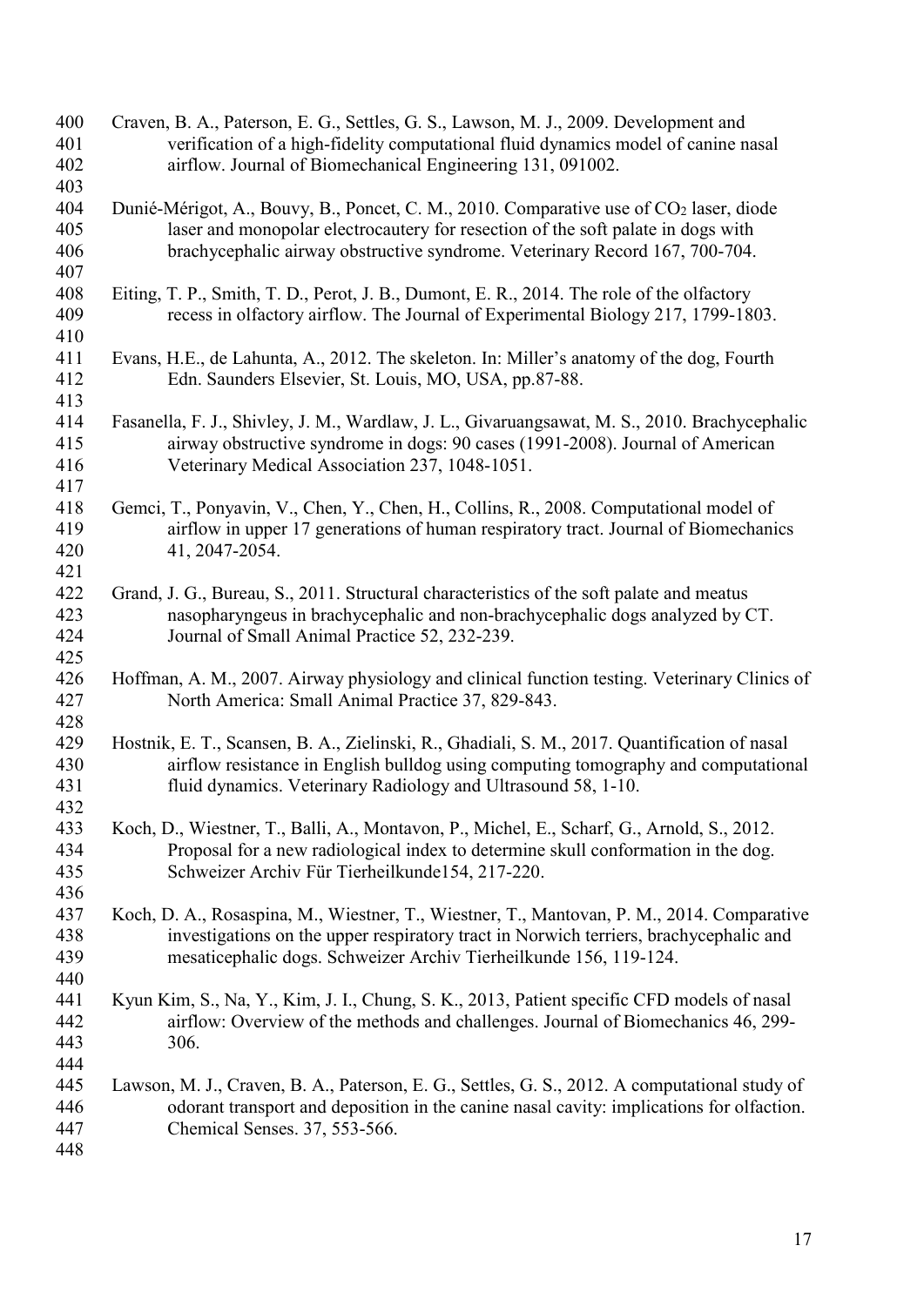Craven, B. A., Paterson, E. G., Settles, G. S., Lawson, M. J., 2009. Development and verification of a high-fidelity computational fluid dynamics model of canine nasal airflow. Journal of Biomechanical Engineering 131, 091002.

Dunié-Mérigot, A., Bouvy, B., Poncet, C. M., 2010. Comparative use of $CO_2$ laser, diode laser and monopolar electrocautery for resection of the soft palate in dogs with brachycephalic airway obstructive syndrome. Veterinary Record 167, 700-704.

Eiting, T. P., Smith, T. D., Perot, J. B., Dumont, E. R., 2014. The role of the olfactory recess in olfactory airflow. The Journal of Experimental Biology 217, 1799-1803.

Evans, H.E., de Lahunta, A., 2012. The skeleton. In: Miller's anatomy of the dog, Fourth Edn. Saunders Elsevier, St. Louis, MO, USA, pp.87-88.

Fasanella, F. J., Shivley, J. M., Wardlaw, J. L., Givaruangsawat, M. S., 2010. Brachycephalic airway obstructive syndrome in dogs: 90 cases (1991-2008). Journal of American Veterinary Medical Association 237, 1048-1051.

Gemci, T., Ponyavin, V., Chen, Y., Chen, H., Collins, R., 2008. Computational model of airflow in upper 17 generations of human respiratory tract. Journal of Biomechanics 41, 2047-2054.

Grand, J. G., Bureau, S., 2011. Structural characteristics of the soft palate and meatus nasopharyngeus in brachycephalic and non-brachycephalic dogs analyzed by CT. Journal of Small Animal Practice 52, 232-239.

Hoffman, A. M., 2007. Airway physiology and clinical function testing. Veterinary Clinics of North America: Small Animal Practice 37, 829-843.

Hostnik, E. T., Scansen, B. A., Zielinski, R., Ghadiali, S. M., 2017. Quantification of nasal airflow resistance in English bulldog using computing tomography and computational fluid dynamics. Veterinary Radiology and Ultrasound 58, 1-10.

Koch, D., Wiestner, T., Balli, A., Montavon, P., Michel, E., Scharf, G., Arnold, S., 2012. Proposal for a new radiological index to determine skull conformation in the dog. Schweizer Archiv Für Tierheilkunde154, 217-220.

Koch, D. A., Rosaspina, M., Wiestner, T., Wiestner, T., Mantovan, P. M., 2014. Comparative investigations on the upper respiratory tract in Norwich terriers, brachycephalic and mesaticephalic dogs. Schweizer Archiv Tierheilkunde 156, 119-124.

Kyun Kim, S., Na, Y., Kim, J. I., Chung, S. K., 2013, Patient specific CFD models of nasal airflow: Overview of the methods and challenges. Journal of Biomechanics 46, 299-306.

Lawson, M. J., Craven, B. A., Paterson, E. G., Settles, G. S., 2012. A computational study of odorant transport and deposition in the canine nasal cavity: implications for olfaction. Chemical Senses. 37, 553-566.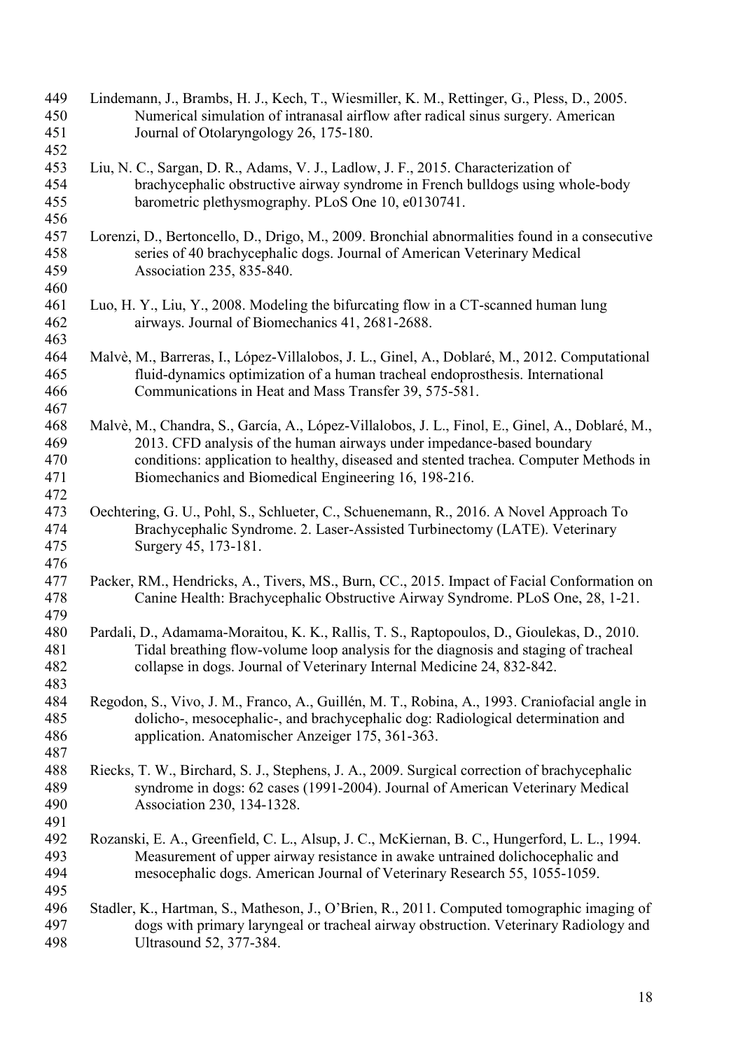Lindemann, J., Brambs, H. J., Kech, T., Wiesmiller, K. M., Rettinger, G., Pless, D., 2005. Numerical simulation of intranasal airflow after radical sinus surgery. American Journal of Otolaryngology 26, 175-180.

Liu, N. C., Sargan, D. R., Adams, V. J., Ladlow, J. F., 2015. Characterization of brachycephalic obstructive airway syndrome in French bulldogs using whole-body barometric plethysmography. PLoS One 10, e0130741.

Lorenzi, D., Bertoncello, D., Drigo, M., 2009. Bronchial abnormalities found in a consecutive series of 40 brachycephalic dogs. Journal of American Veterinary Medical Association 235, 835-840.

Luo, H. Y., Liu, Y., 2008. Modeling the bifurcating flow in a CT-scanned human lung airways. Journal of Biomechanics 41, 2681-2688.

Malvè, M., Barreras, I., López-Villalobos, J. L., Ginel, A., Doblaré, M., 2012. Computational fluid-dynamics optimization of a human tracheal endoprosthesis. International Communications in Heat and Mass Transfer 39, 575-581.

Malvè, M., Chandra, S., García, A., López-Villalobos, J. L., Finol, E., Ginel, A., Doblaré, M., 2013. CFD analysis of the human airways under impedance-based boundary conditions: application to healthy, diseased and stented trachea. Computer Methods in Biomechanics and Biomedical Engineering 16, 198-216.

Oechtering, G. U., Pohl, S., Schlueter, C., Schuenemann, R., 2016. A Novel Approach To Brachycephalic Syndrome. 2. Laser-Assisted Turbinectomy (LATE). Veterinary Surgery 45, 173-181.

Packer, RM., Hendricks, A., Tivers, MS., Burn, CC., 2015. Impact of Facial Conformation on Canine Health: Brachycephalic Obstructive Airway Syndrome. PLoS One, 28, 1-21.

Pardali, D., Adamama-Moraitou, K. K., Rallis, T. S., Raptopoulos, D., Gioulekas, D., 2010. Tidal breathing flow-volume loop analysis for the diagnosis and staging of tracheal collapse in dogs. Journal of Veterinary Internal Medicine 24, 832-842.

Regodon, S., Vivo, J. M., Franco, A., Guillén, M. T., Robina, A., 1993. Craniofacial angle in dolicho-, mesocephalic-, and brachycephalic dog: Radiological determination and application. Anatomischer Anzeiger 175, 361-363.

Riecks, T. W., Birchard, S. J., Stephens, J. A., 2009. Surgical correction of brachycephalic syndrome in dogs: 62 cases (1991-2004). Journal of American Veterinary Medical Association 230, 134-1328.

Rozanski, E. A., Greenfield, C. L., Alsup, J. C., McKiernan, B. C., Hungerford, L. L., 1994. Measurement of upper airway resistance in awake untrained dolichocephalic and mesocephalic dogs. American Journal of Veterinary Research 55, 1055-1059.

Stadler, K., Hartman, S., Matheson, J., O'Brien, R., 2011. Computed tomographic imaging of dogs with primary laryngeal or tracheal airway obstruction. Veterinary Radiology and Ultrasound 52, 377-384.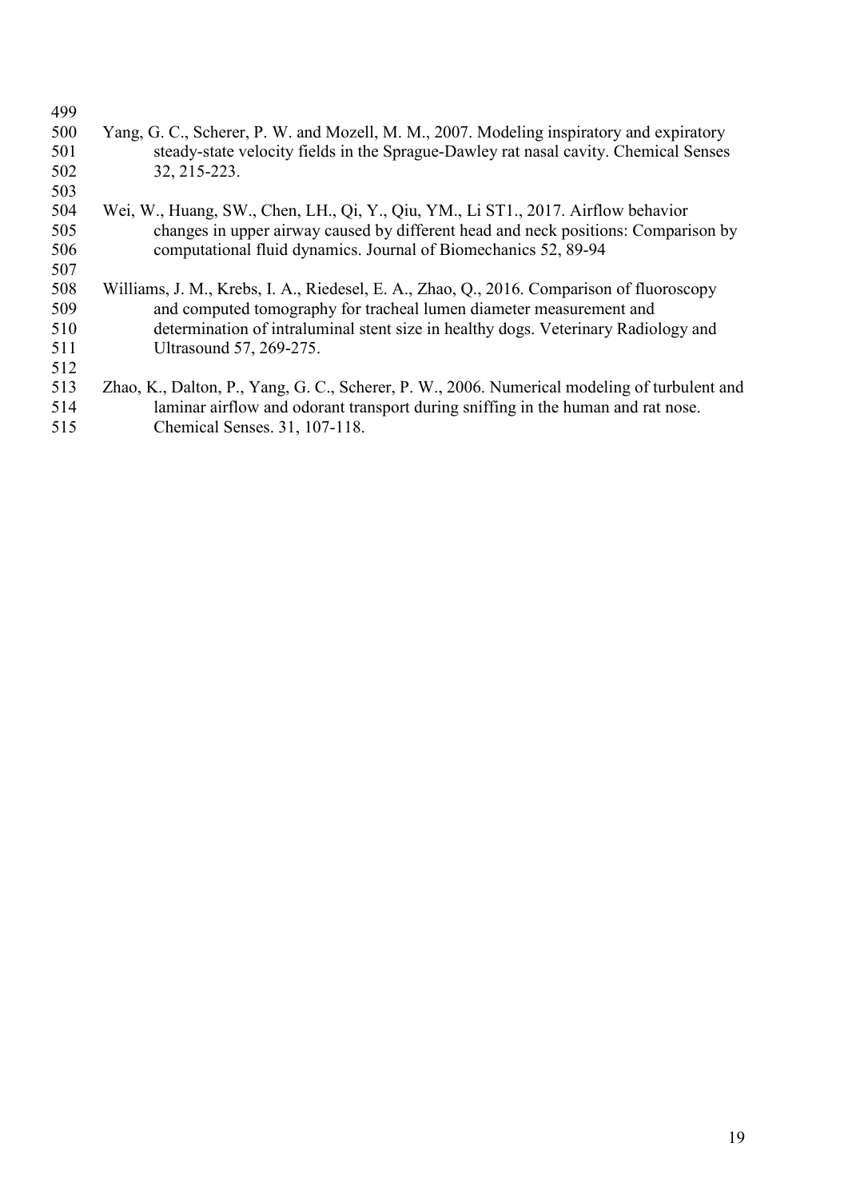Yang, G. C., Scherer, P. W. and Mozell, M. M., 2007. Modeling inspiratory and expiratory steady-state velocity fields in the Sprague-Dawley rat nasal cavity. Chemical Senses 32, 215-223.

Wei, W., Huang, SW., Chen, LH., Qi, Y., Qiu, YM., Li ST1., 2017. Airflow behavior changes in upper airway caused by different head and neck positions: Comparison by computational fluid dynamics. Journal of Biomechanics 52, 89-94

Williams, J. M., Krebs, I. A., Riedesel, E. A., Zhao, Q., 2016. Comparison of fluoroscopy and computed tomography for tracheal lumen diameter measurement and determination of intraluminal stent size in healthy dogs. Veterinary Radiology and Ultrasound 57, 269-275.

Zhao, K., Dalton, P., Yang, G. C., Scherer, P. W., 2006. Numerical modeling of turbulent and laminar airflow and odorant transport during sniffing in the human and rat nose. Chemical Senses. 31, 107-118.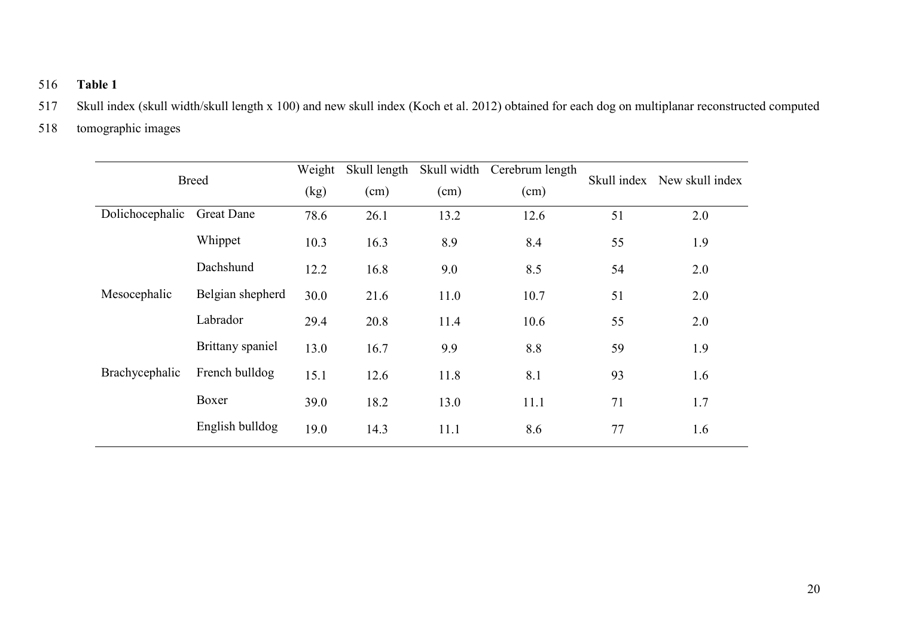**Table 1**

Skull index (skull width/skull length x 100) and new skull index (Koch et al. 2012) obtained for each dog on multiplanar reconstructed computed tomographic images

| Breed | | Weight (kg) | Skull length (cm) | Skull width (cm) | Cerebrum length (cm) | Skull index | New skull index |
|---|---|---|---|---|---|---|---|
| Dolichocephalic | Great Dane | 78.6 | 26.1 | 13.2 | 12.6 | 51 | 2.0 |
| | Whippet | 10.3 | 16.3 | 8.9 | 8.4 | 55 | 1.9 |
| | Dachshund | 12.2 | 16.8 | 9.0 | 8.5 | 54 | 2.0 |
| Mesocephalic | Belgian shepherd | 30.0 | 21.6 | 11.0 | 10.7 | 51 | 2.0 |
| | Labrador | 29.4 | 20.8 | 11.4 | 10.6 | 55 | 2.0 |
| | Brittany spaniel | 13.0 | 16.7 | 9.9 | 8.8 | 59 | 1.9 |
| Brachycephalic | French bulldog | 15.1 | 12.6 | 11.8 | 8.1 | 93 | 1.6 |
| | Boxer | 39.0 | 18.2 | 13.0 | 11.1 | 71 | 1.7 |
| | English bulldog | 19.0 | 14.3 | 11.1 | 8.6 | 77 | 1.6 |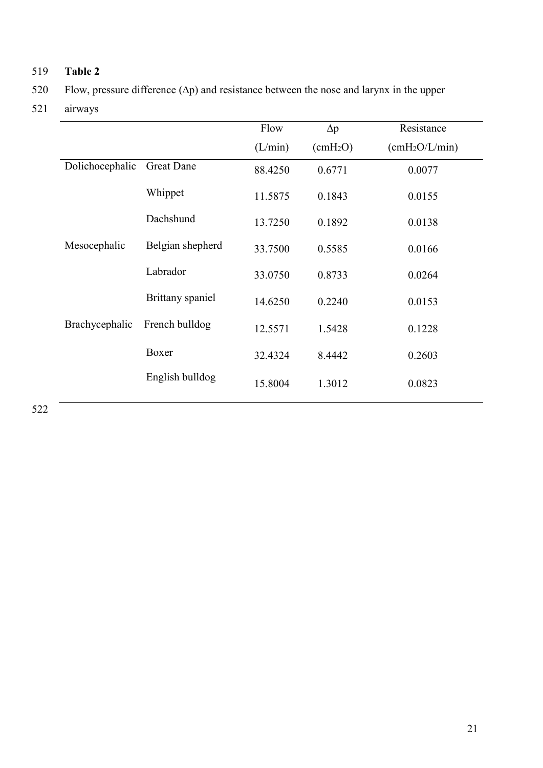**Table 2**

Flow, pressure difference (Δp) and resistance between the nose and larynx in the upper airways

| | | Flow (L/min) | Δp ($cmH_2O$) | Resistance ($cmH_2O$/L/min) |
|---|---|---|---|---|
| Dolichocephalic | Great Dane | 88.4250 | 0.6771 | 0.0077 |
| | Whippet | 11.5875 | 0.1843 | 0.0155 |
| | Dachshund | 13.7250 | 0.1892 | 0.0138 |
| Mesocephalic | Belgian shepherd | 33.7500 | 0.5585 | 0.0166 |
| | Labrador | 33.0750 | 0.8733 | 0.0264 |
| | Brittany spaniel | 14.6250 | 0.2240 | 0.0153 |
| Brachycephalic | French bulldog | 12.5571 | 1.5428 | 0.1228 |
| | Boxer | 32.4324 | 8.4442 | 0.2603 |
| | English bulldog | 15.8004 | 1.3012 | 0.0823 |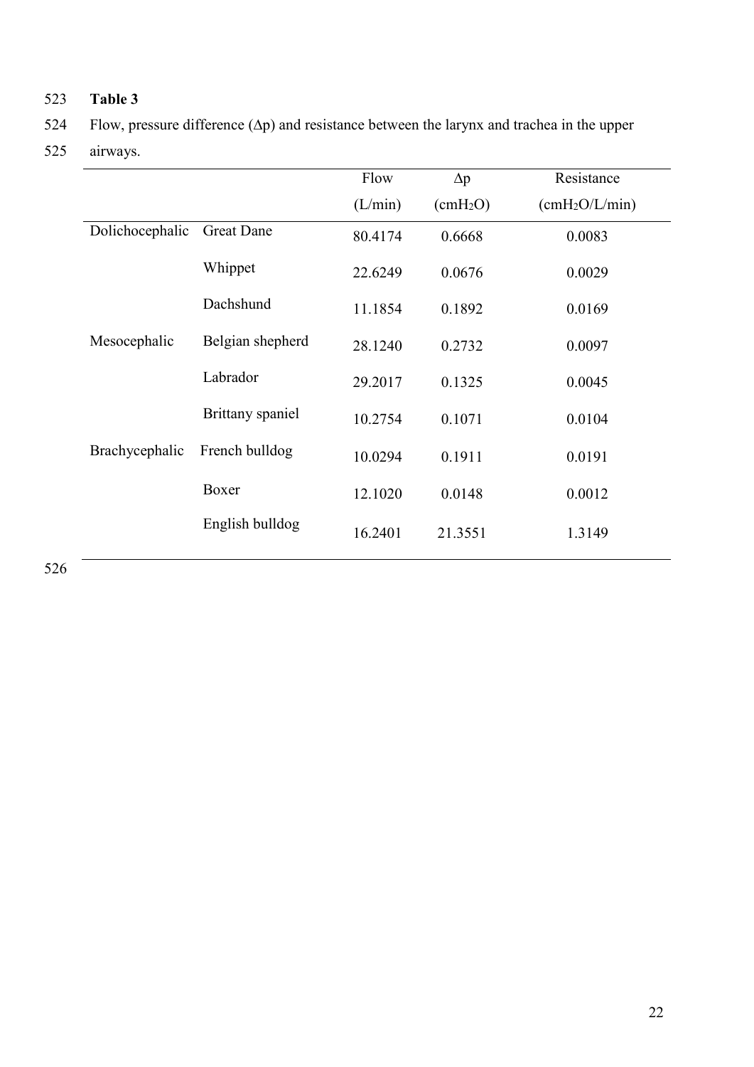**Table 3**

Flow, pressure difference (Δp) and resistance between the larynx and trachea in the upper airways.

| | | Flow (L/min) | Δp ($cmH_2O$) | Resistance ($cmH_2O$/L/min) |
|---|---|---|---|---|
| Dolichocephalic | Great Dane | 80.4174 | 0.6668 | 0.0083 |
| | Whippet | 22.6249 | 0.0676 | 0.0029 |
| | Dachshund | 11.1854 | 0.1892 | 0.0169 |
| Mesocephalic | Belgian shepherd | 28.1240 | 0.2732 | 0.0097 |
| | Labrador | 29.2017 | 0.1325 | 0.0045 |
| | Brittany spaniel | 10.2754 | 0.1071 | 0.0104 |
| Brachycephalic | French bulldog | 10.0294 | 0.1911 | 0.0191 |
| | Boxer | 12.1020 | 0.0148 | 0.0012 |
| | English bulldog | 16.2401 | 21.3551 | 1.3149 |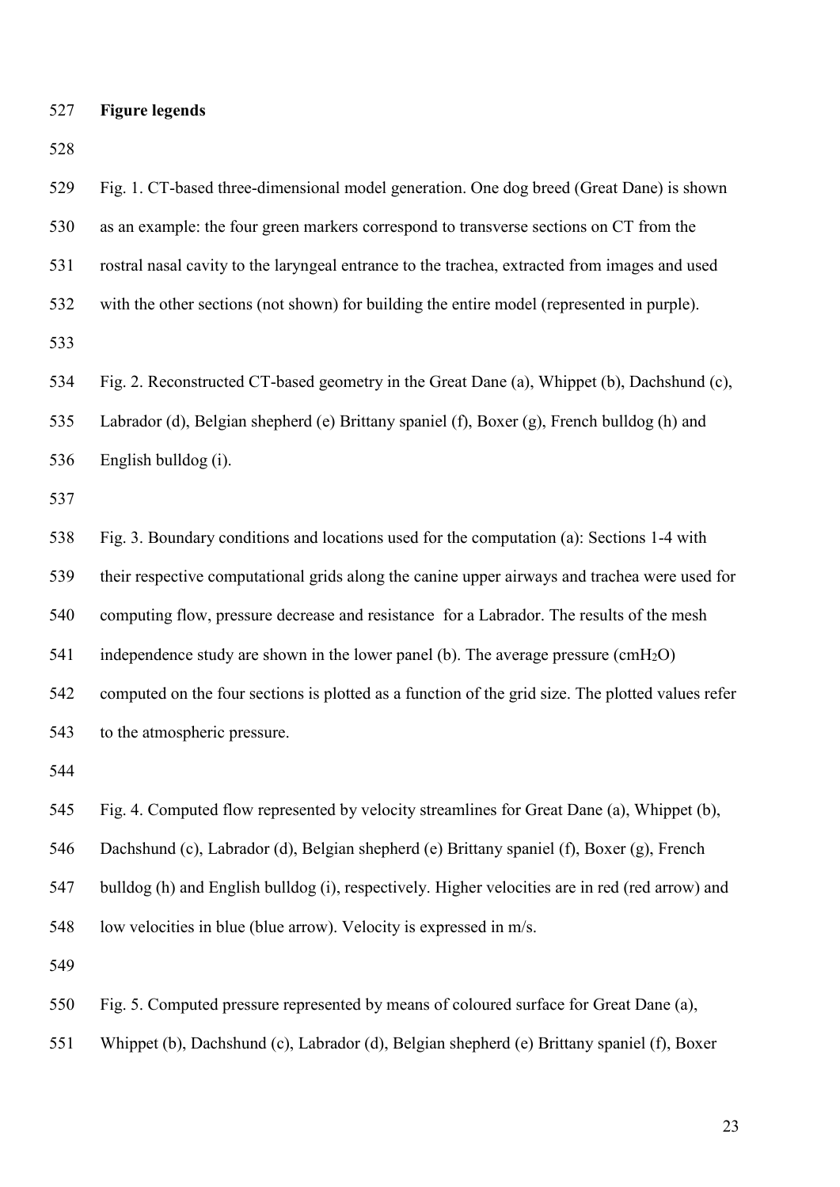**Figure legends**

Fig. 1. CT-based three-dimensional model generation. One dog breed (Great Dane) is shown as an example: the four green markers correspond to transverse sections on CT from the rostral nasal cavity to the laryngeal entrance to the trachea, extracted from images and used with the other sections (not shown) for building the entire model (represented in purple).

Fig. 2. Reconstructed CT-based geometry in the Great Dane (a), Whippet (b), Dachshund (c), Labrador (d), Belgian shepherd (e) Brittany spaniel (f), Boxer (g), French bulldog (h) and English bulldog (i).

Fig. 3. Boundary conditions and locations used for the computation (a): Sections 1-4 with their respective computational grids along the canine upper airways and trachea were used for computing flow, pressure decrease and resistance for a Labrador. The results of the mesh independence study are shown in the lower panel (b). The average pressure (cm$H_2O$) computed on the four sections is plotted as a function of the grid size. The plotted values refer to the atmospheric pressure.

Fig. 4. Computed flow represented by velocity streamlines for Great Dane (a), Whippet (b), Dachshund (c), Labrador (d), Belgian shepherd (e) Brittany spaniel (f), Boxer (g), French bulldog (h) and English bulldog (i), respectively. Higher velocities are in red (red arrow) and low velocities in blue (blue arrow). Velocity is expressed in m/s.

Fig. 5. Computed pressure represented by means of coloured surface for Great Dane (a), Whippet (b), Dachshund (c), Labrador (d), Belgian shepherd (e) Brittany spaniel (f), Boxer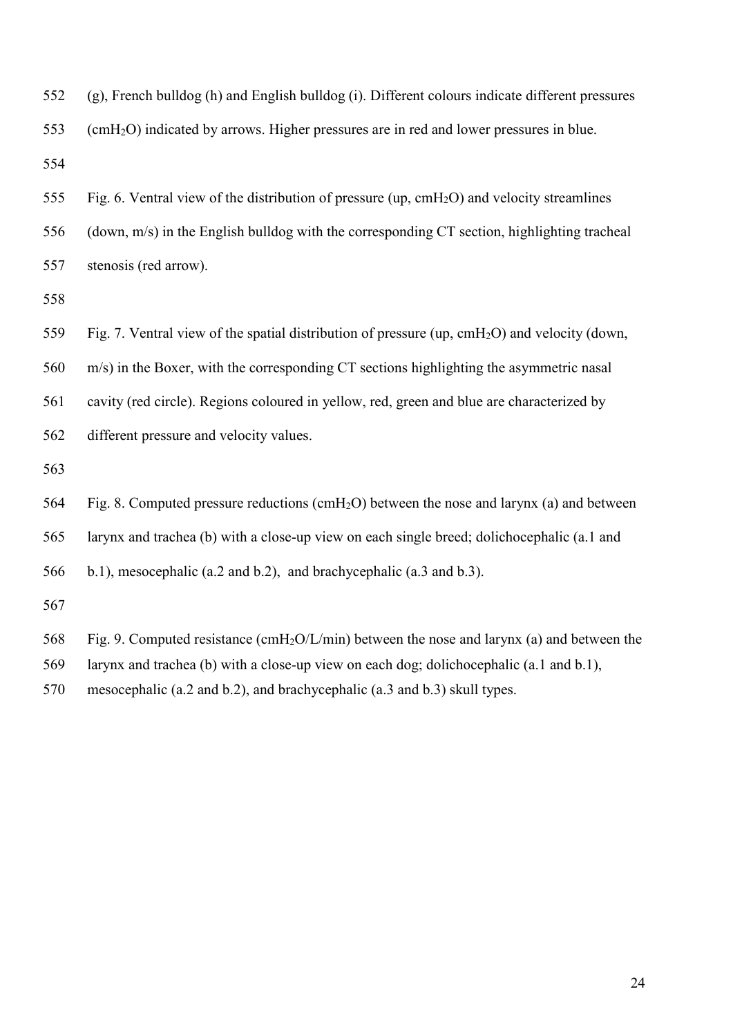(g), French bulldog (h) and English bulldog (i). Different colours indicate different pressures ($cmH_2O$) indicated by arrows. Higher pressures are in red and lower pressures in blue.

Fig. 6. Ventral view of the distribution of pressure (up, $cmH_2O$) and velocity streamlines (down, m/s) in the English bulldog with the corresponding CT section, highlighting tracheal stenosis (red arrow).

Fig. 7. Ventral view of the spatial distribution of pressure (up, $cmH_2O$) and velocity (down, m/s) in the Boxer, with the corresponding CT sections highlighting the asymmetric nasal cavity (red circle). Regions coloured in yellow, red, green and blue are characterized by different pressure and velocity values.

Fig. 8. Computed pressure reductions ($cmH_2O$) between the nose and larynx (a) and between larynx and trachea (b) with a close-up view on each single breed; dolichocephalic (a.1 and b.1), mesocephalic (a.2 and b.2), and brachycephalic (a.3 and b.3).

Fig. 9. Computed resistance ($cmH_2O/L/min$) between the nose and larynx (a) and between the larynx and trachea (b) with a close-up view on each dog; dolichocephalic (a.1 and b.1), mesocephalic (a.2 and b.2), and brachycephalic (a.3 and b.3) skull types.